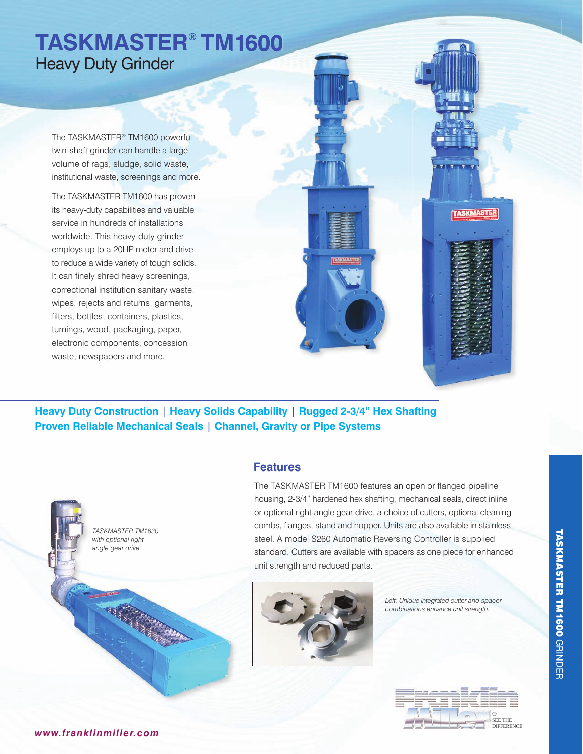# TASKMASTER® TM1600

## Heavy Duty Grinder

The TASKMASTER® TM1600 powerful twin-shaft grinder can handle a large volume of rags, sludge, solid waste, institutional waste, screenings and more.

The TASKMASTER TM1600 has proven its heavy-duty capabilities and valuable service in hundreds of installations worldwide. This heavy-duty grinder employs up to a 20HP motor and drive to reduce a wide variety of tough solids. It can finely shred heavy screenings, correctional institution sanitary waste, wipes, rejects and returns, garments, filters, bottles, containers, plastics, turnings, wood, packaging, paper, electronic components, concession waste, newspapers and more.

**Heavy Duty Construction | Heavy Solids Capability | Rugged 2-3/4" Hex Shafting**
**Proven Reliable Mechanical Seals | Channel, Gravity or Pipe Systems**

*TASKMASTER TM1630 with optional right angle gear drive.*

## Features

The TASKMASTER TM1600 features an open or flanged pipeline housing, 2-3/4" hardened hex shafting, mechanical seals, direct inline or optional right-angle gear drive, a choice of cutters, optional cleaning combs, flanges, stand and hopper. Units are also available in stainless steel. A model S260 Automatic Reversing Controller is supplied standard. Cutters are available with spacers as one piece for enhanced unit strength and reduced parts.

*Left: Unique integrated cutter and spacer combinations enhance unit strength.*

Franklin Miller® SEE THE DIFFERENCE

www.franklinmiller.com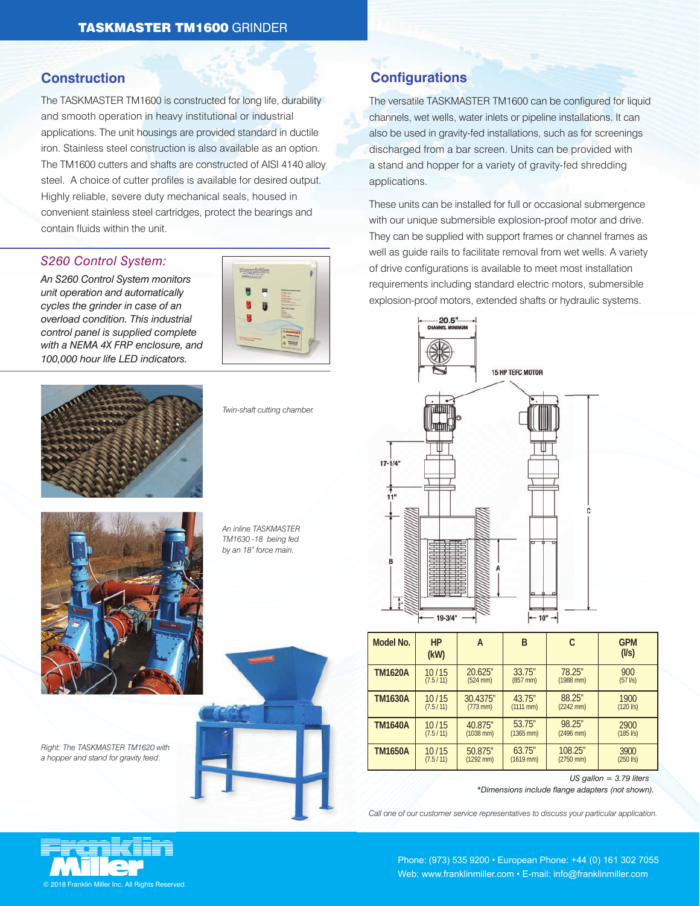## Construction

The TASKMASTER TM1600 is constructed for long life, durability and smooth operation in heavy institutional or industrial applications. The unit housings are provided standard in ductile iron. Stainless steel construction is also available as an option. The TM1600 cutters and shafts are constructed of AISI 4140 alloy steel. A choice of cutter profiles is available for desired output. Highly reliable, severe duty mechanical seals, housed in convenient stainless steel cartridges, protect the bearings and contain fluids within the unit.

### *S260 Control System:*

*An S260 Control System monitors unit operation and automatically cycles the grinder in case of an overload condition. This industrial control panel is supplied complete with a NEMA 4X FRP enclosure, and 100,000 hour life LED indicators.*

*Twin-shaft cutting chamber.*

*An inline TASKMASTER TM1630-18 being fed by an 18" force main.*

*Right: The TASKMASTER TM1620 with a hopper and stand for gravity feed.*

## Configurations

The versatile TASKMASTER TM1600 can be configured for liquid channels, wet wells, water inlets or pipeline installations. It can also be used in gravity-fed installations, such as for screenings discharged from a bar screen. Units can be provided with a stand and hopper for a variety of gravity-fed shredding applications.

These units can be installed for full or occasional submergence with our unique submersible explosion-proof motor and drive. They can be supplied with support frames or channel frames as well as guide rails to facilitate removal from wet wells. A variety of drive configurations is available to meet most installation requirements including standard electric motors, submersible explosion-proof motors, extended shafts or hydraulic systems.

20.5"
CHANNEL MINIMUM
15 HP TEFC MOTOR
17-1/4"
11"
B
A
C
3"
19-3/4"
10"

| Model No. | HP (kW) | A | B | C | GPM (l/s) |
|---|---|---|---|---|---|
| TM1620A | 10 / 15 (7.5 / 11) | 20.625" (524 mm) | 33.75" (857 mm) | 78.25" (1988 mm) | 900 (57 l/s) |
| TM1630A | 10 / 15 (7.5 / 11) | 30.4375" (773 mm) | 43.75" (1111 mm) | 88.25" (2242 mm) | 1900 (120 l/s) |
| TM1640A | 10 / 15 (7.5 / 11) | 40.875" (1038 mm) | 53.75" (1365 mm) | 98.25" (2496 mm) | 2900 (185 l/s) |
| TM1650A | 10 / 15 (7.5 / 11) | 50.875" (1292 mm) | 63.75" (1619 mm) | 108.25" (2750 mm) | 3900 (250 l/s) |

*US gallon = 3.79 liters*

**Dimensions include flange adapters (not shown).*

*Call one of our customer service representatives to discuss your particular application.*

Phone: (973) 535 9200 • European Phone: +44 (0) 161 302 7055
Web: www.franklinmiller.com • E-mail: info@franklinmiller.com

© 2018 Franklin Miller Inc. All Rights Reserved.